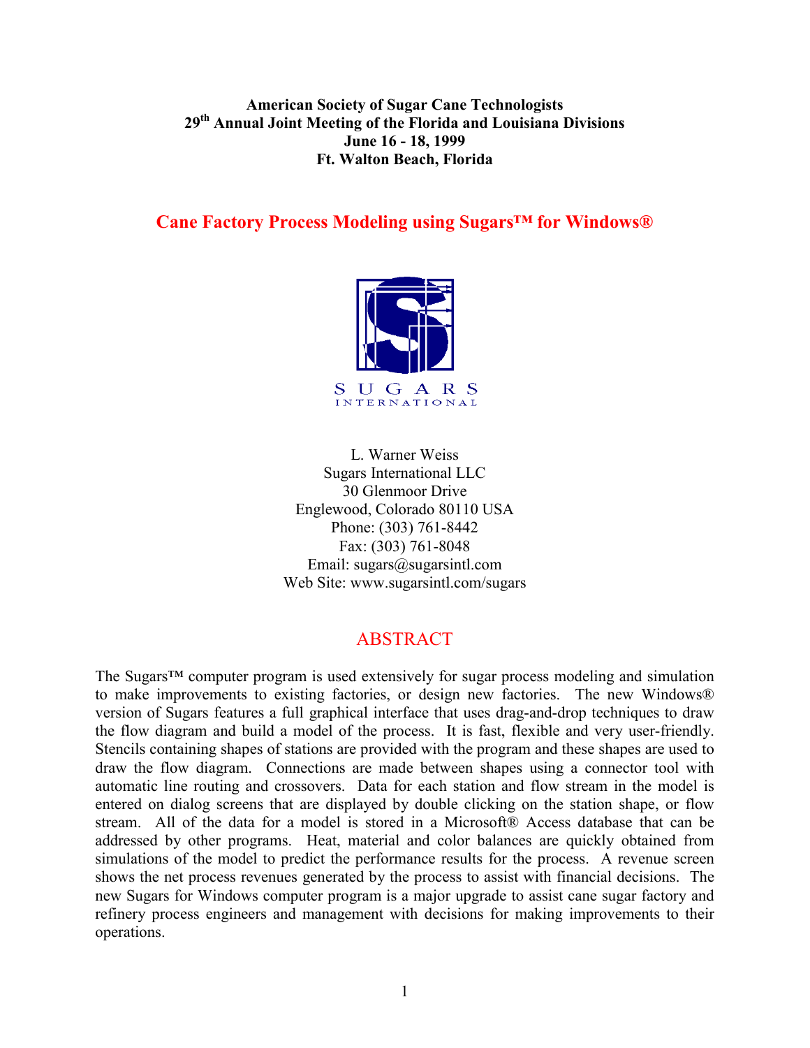**American Society of Sugar Cane Technologists**
**29th Annual Joint Meeting of the Florida and Louisiana Divisions**
**June 16 - 18, 1999**
**Ft. Walton Beach, Florida**

# Cane Factory Process Modeling using Sugars™ for Windows®

SUGARS
INTERNATIONAL

L. Warner Weiss
Sugars International LLC
30 Glenmoor Drive
Englewood, Colorado 80110 USA
Phone: (303) 761-8442
Fax: (303) 761-8048
Email: sugars@sugarsintl.com
Web Site: www.sugarsintl.com/sugars

## ABSTRACT

The Sugars™ computer program is used extensively for sugar process modeling and simulation to make improvements to existing factories, or design new factories. The new Windows® version of Sugars features a full graphical interface that uses drag-and-drop techniques to draw the flow diagram and build a model of the process. It is fast, flexible and very user-friendly. Stencils containing shapes of stations are provided with the program and these shapes are used to draw the flow diagram. Connections are made between shapes using a connector tool with automatic line routing and crossovers. Data for each station and flow stream in the model is entered on dialog screens that are displayed by double clicking on the station shape, or flow stream. All of the data for a model is stored in a Microsoft® Access database that can be addressed by other programs. Heat, material and color balances are quickly obtained from simulations of the model to predict the performance results for the process. A revenue screen shows the net process revenues generated by the process to assist with financial decisions. The new Sugars for Windows computer program is a major upgrade to assist cane sugar factory and refinery process engineers and management with decisions for making improvements to their operations.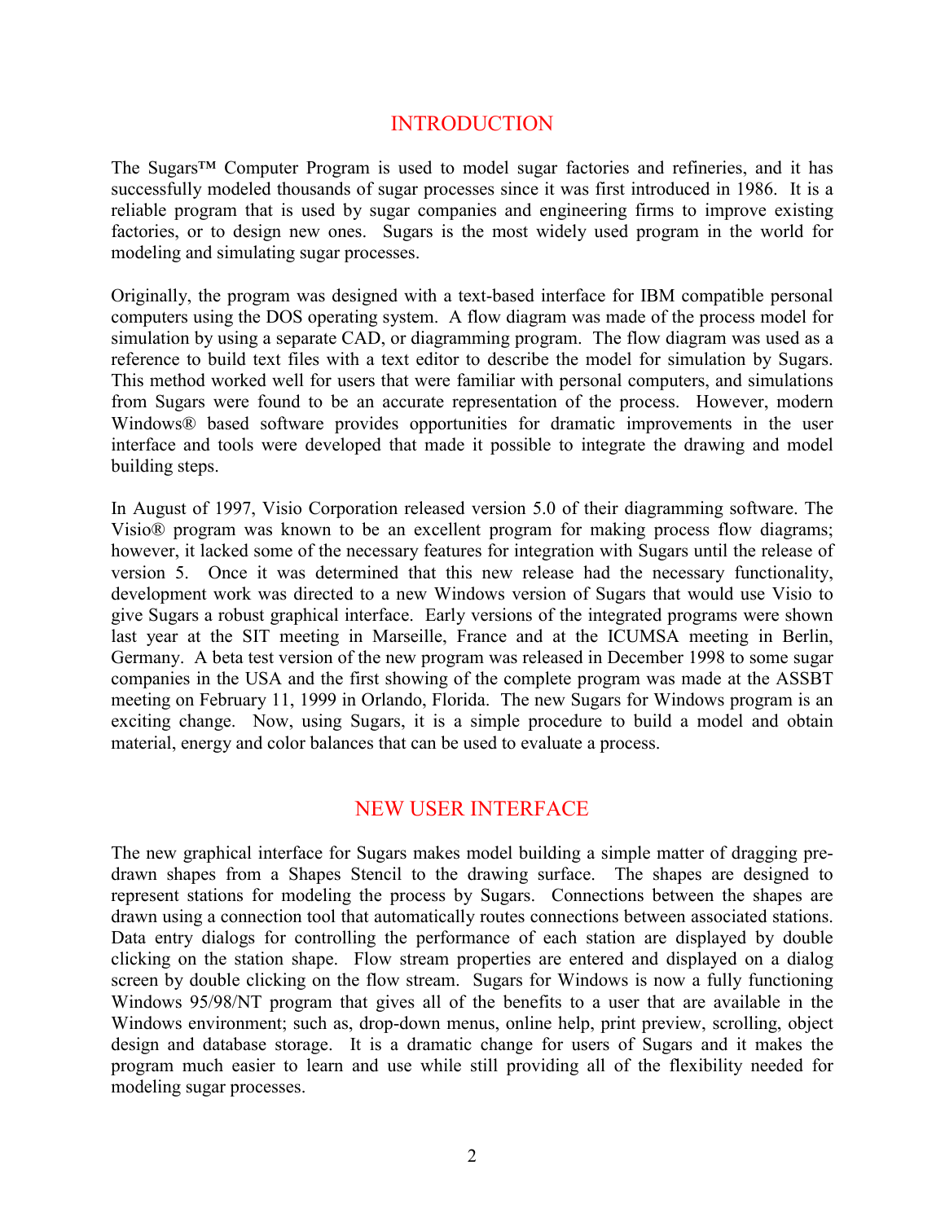## INTRODUCTION

The Sugars™ Computer Program is used to model sugar factories and refineries, and it has successfully modeled thousands of sugar processes since it was first introduced in 1986. It is a reliable program that is used by sugar companies and engineering firms to improve existing factories, or to design new ones. Sugars is the most widely used program in the world for modeling and simulating sugar processes.

Originally, the program was designed with a text-based interface for IBM compatible personal computers using the DOS operating system. A flow diagram was made of the process model for simulation by using a separate CAD, or diagramming program. The flow diagram was used as a reference to build text files with a text editor to describe the model for simulation by Sugars. This method worked well for users that were familiar with personal computers, and simulations from Sugars were found to be an accurate representation of the process. However, modern Windows® based software provides opportunities for dramatic improvements in the user interface and tools were developed that made it possible to integrate the drawing and model building steps.

In August of 1997, Visio Corporation released version 5.0 of their diagramming software. The Visio® program was known to be an excellent program for making process flow diagrams; however, it lacked some of the necessary features for integration with Sugars until the release of version 5. Once it was determined that this new release had the necessary functionality, development work was directed to a new Windows version of Sugars that would use Visio to give Sugars a robust graphical interface. Early versions of the integrated programs were shown last year at the SIT meeting in Marseille, France and at the ICUMSA meeting in Berlin, Germany. A beta test version of the new program was released in December 1998 to some sugar companies in the USA and the first showing of the complete program was made at the ASSBT meeting on February 11, 1999 in Orlando, Florida. The new Sugars for Windows program is an exciting change. Now, using Sugars, it is a simple procedure to build a model and obtain material, energy and color balances that can be used to evaluate a process.

## NEW USER INTERFACE

The new graphical interface for Sugars makes model building a simple matter of dragging pre-drawn shapes from a Shapes Stencil to the drawing surface. The shapes are designed to represent stations for modeling the process by Sugars. Connections between the shapes are drawn using a connection tool that automatically routes connections between associated stations. Data entry dialogs for controlling the performance of each station are displayed by double clicking on the station shape. Flow stream properties are entered and displayed on a dialog screen by double clicking on the flow stream. Sugars for Windows is now a fully functioning Windows 95/98/NT program that gives all of the benefits to a user that are available in the Windows environment; such as, drop-down menus, online help, print preview, scrolling, object design and database storage. It is a dramatic change for users of Sugars and it makes the program much easier to learn and use while still providing all of the flexibility needed for modeling sugar processes.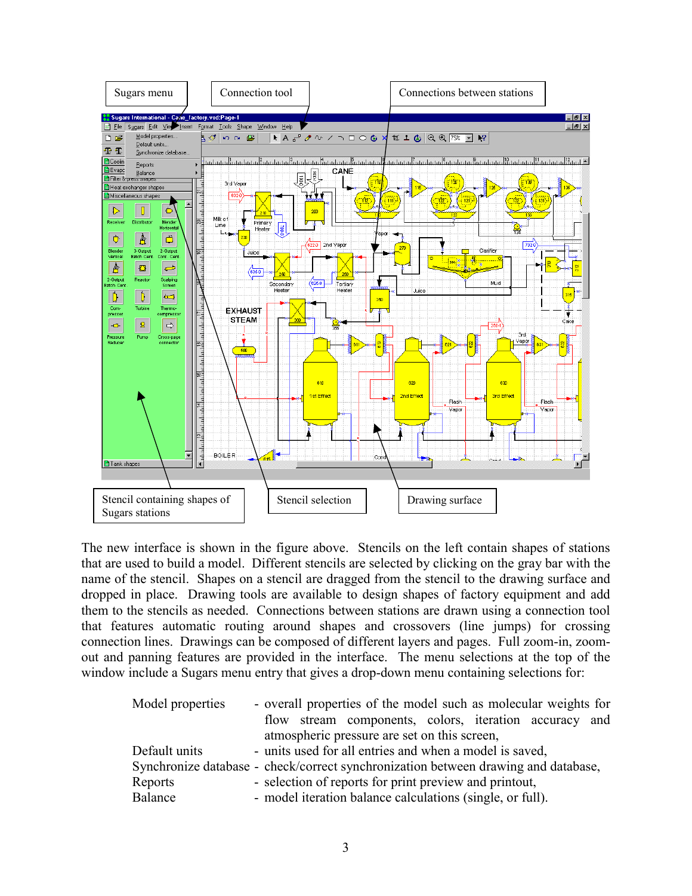Sugars menu

Connection tool

Connections between stations

Stencil containing shapes of Sugars stations

Stencil selection

Drawing surface

The new interface is shown in the figure above. Stencils on the left contain shapes of stations that are used to build a model. Different stencils are selected by clicking on the gray bar with the name of the stencil. Shapes on a stencil are dragged from the stencil to the drawing surface and dropped in place. Drawing tools are available to design shapes of factory equipment and add them to the stencils as needed. Connections between stations are drawn using a connection tool that features automatic routing around shapes and crossovers (line jumps) for crossing connection lines. Drawings can be composed of different layers and pages. Full zoom-in, zoom-out and panning features are provided in the interface. The menu selections at the top of the window include a Sugars menu entry that gives a drop-down menu containing selections for:

- Model properties - overall properties of the model such as molecular weights for flow stream components, colors, iteration accuracy and atmospheric pressure are set on this screen,
- Default units - units used for all entries and when a model is saved,
- Synchronize database - check/correct synchronization between drawing and database,
- Reports - selection of reports for print preview and printout,
- Balance - model iteration balance calculations (single, or full).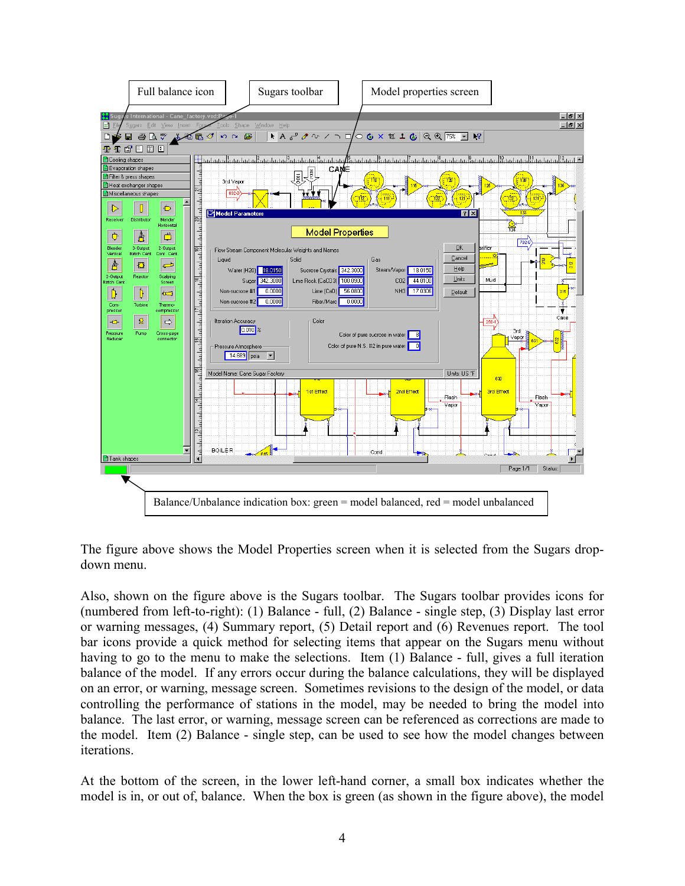Full balance icon

Sugars toolbar

Model properties screen

Balance/Unbalance indication box: green = model balanced, red = model unbalanced

The figure above shows the Model Properties screen when it is selected from the Sugars drop-down menu.

Also, shown on the figure above is the Sugars toolbar. The Sugars toolbar provides icons for (numbered from left-to-right): (1) Balance - full, (2) Balance - single step, (3) Display last error or warning messages, (4) Summary report, (5) Detail report and (6) Revenues report. The tool bar icons provide a quick method for selecting items that appear on the Sugars menu without having to go to the menu to make the selections. Item (1) Balance - full, gives a full iteration balance of the model. If any errors occur during the balance calculations, they will be displayed on an error, or warning, message screen. Sometimes revisions to the design of the model, or data controlling the performance of stations in the model, may be needed to bring the model into balance. The last error, or warning, message screen can be referenced as corrections are made to the model. Item (2) Balance - single step, can be used to see how the model changes between iterations.

At the bottom of the screen, in the lower left-hand corner, a small box indicates whether the model is in, or out of, balance. When the box is green (as shown in the figure above), the model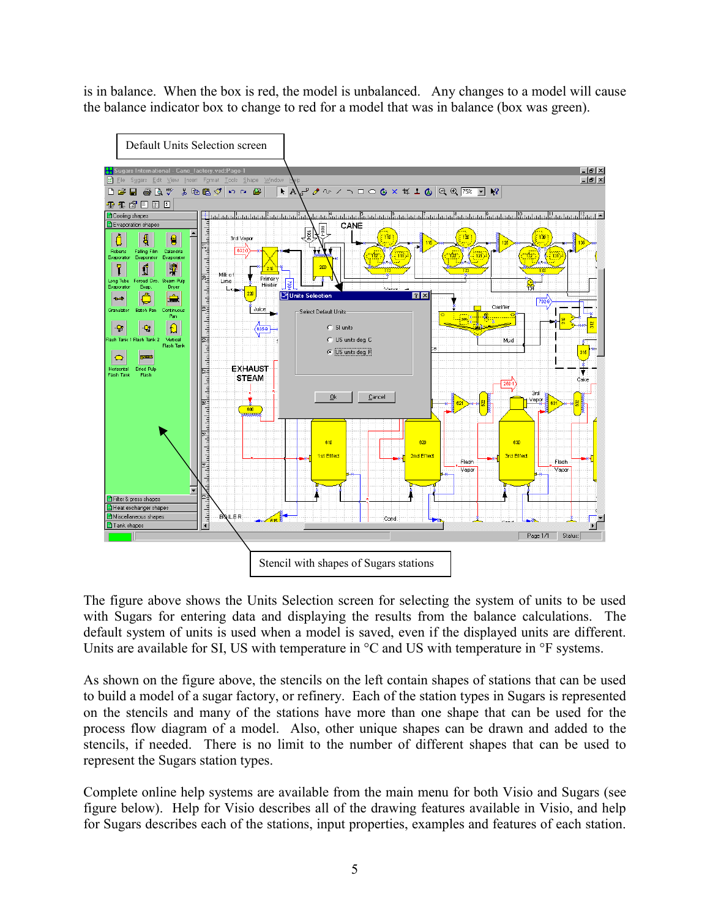is in balance. When the box is red, the model is unbalanced. Any changes to a model will cause the balance indicator box to change to red for a model that was in balance (box was green).

Default Units Selection screen

Stencil with shapes of Sugars stations

The figure above shows the Units Selection screen for selecting the system of units to be used with Sugars for entering data and displaying the results from the balance calculations. The default system of units is used when a model is saved, even if the displayed units are different. Units are available for SI, US with temperature in °C and US with temperature in °F systems.

As shown on the figure above, the stencils on the left contain shapes of stations that can be used to build a model of a sugar factory, or refinery. Each of the station types in Sugars is represented on the stencils and many of the stations have more than one shape that can be used for the process flow diagram of a model. Also, other unique shapes can be drawn and added to the stencils, if needed. There is no limit to the number of different shapes that can be used to represent the Sugars station types.

Complete online help systems are available from the main menu for both Visio and Sugars (see figure below). Help for Visio describes all of the drawing features available in Visio, and help for Sugars describes each of the stations, input properties, examples and features of each station.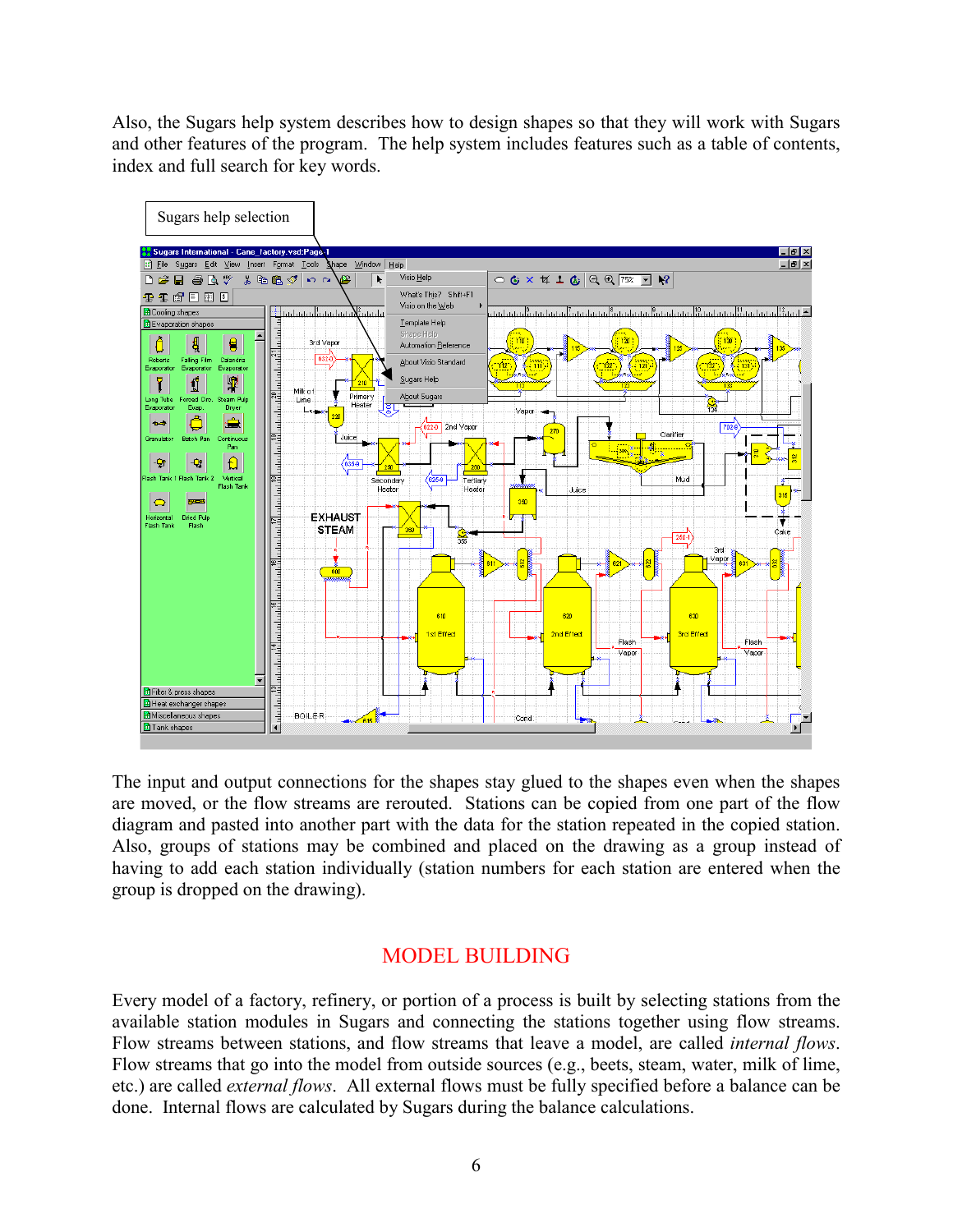Also, the Sugars help system describes how to design shapes so that they will work with Sugars and other features of the program. The help system includes features such as a table of contents, index and full search for key words.

Sugars help selection

The input and output connections for the shapes stay glued to the shapes even when the shapes are moved, or the flow streams are rerouted. Stations can be copied from one part of the flow diagram and pasted into another part with the data for the station repeated in the copied station. Also, groups of stations may be combined and placed on the drawing as a group instead of having to add each station individually (station numbers for each station are entered when the group is dropped on the drawing).

## MODEL BUILDING

Every model of a factory, refinery, or portion of a process is built by selecting stations from the available station modules in Sugars and connecting the stations together using flow streams. Flow streams between stations, and flow streams that leave a model, are called *internal flows*. Flow streams that go into the model from outside sources (e.g., beets, steam, water, milk of lime, etc.) are called *external flows*. All external flows must be fully specified before a balance can be done. Internal flows are calculated by Sugars during the balance calculations.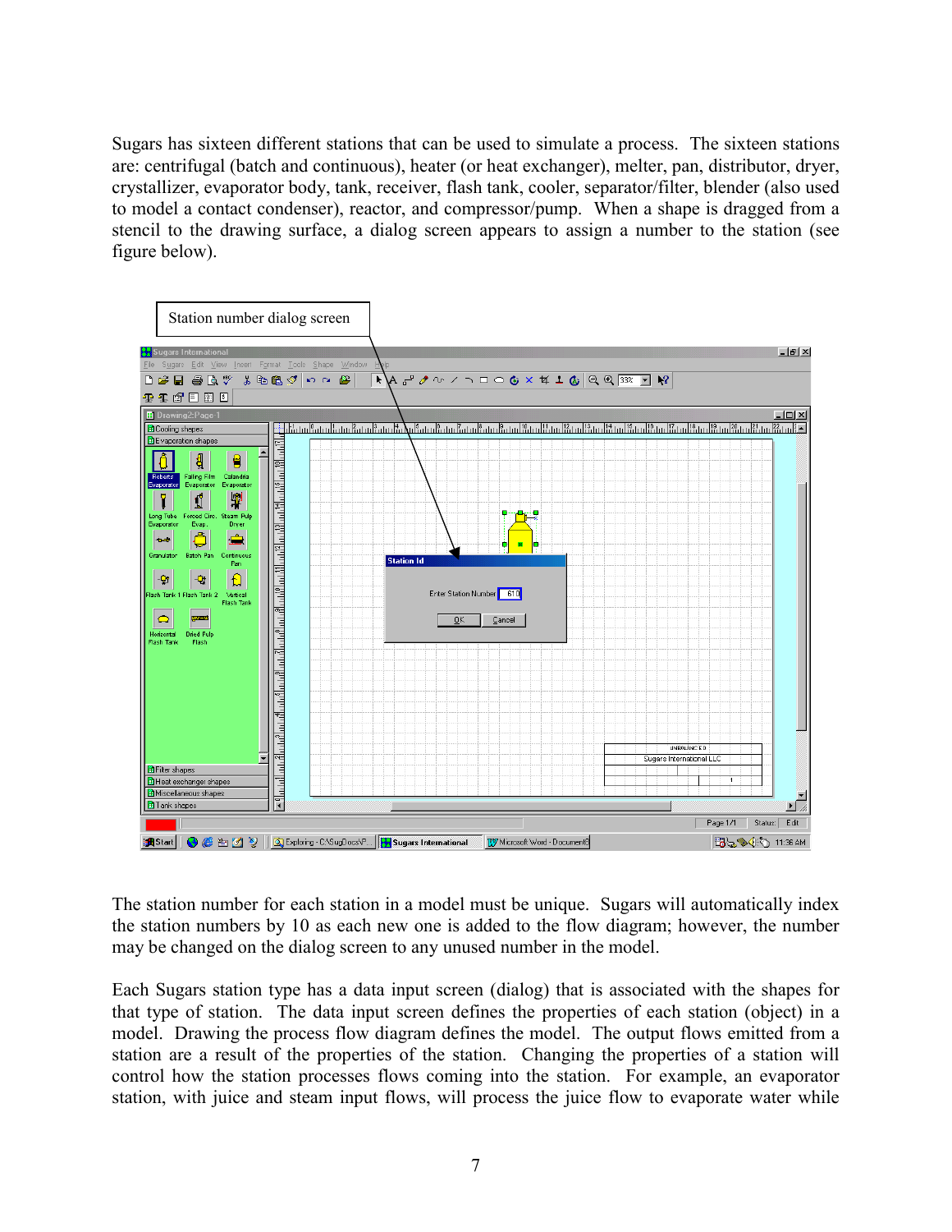Sugars has sixteen different stations that can be used to simulate a process. The sixteen stations are: centrifugal (batch and continuous), heater (or heat exchanger), melter, pan, distributor, dryer, crystallizer, evaporator body, tank, receiver, flash tank, cooler, separator/filter, blender (also used to model a contact condenser), reactor, and compressor/pump. When a shape is dragged from a stencil to the drawing surface, a dialog screen appears to assign a number to the station (see figure below).

Station number dialog screen

The station number for each station in a model must be unique. Sugars will automatically index the station numbers by 10 as each new one is added to the flow diagram; however, the number may be changed on the dialog screen to any unused number in the model.

Each Sugars station type has a data input screen (dialog) that is associated with the shapes for that type of station. The data input screen defines the properties of each station (object) in a model. Drawing the process flow diagram defines the model. The output flows emitted from a station are a result of the properties of the station. Changing the properties of a station will control how the station processes flows coming into the station. For example, an evaporator station, with juice and steam input flows, will process the juice flow to evaporate water while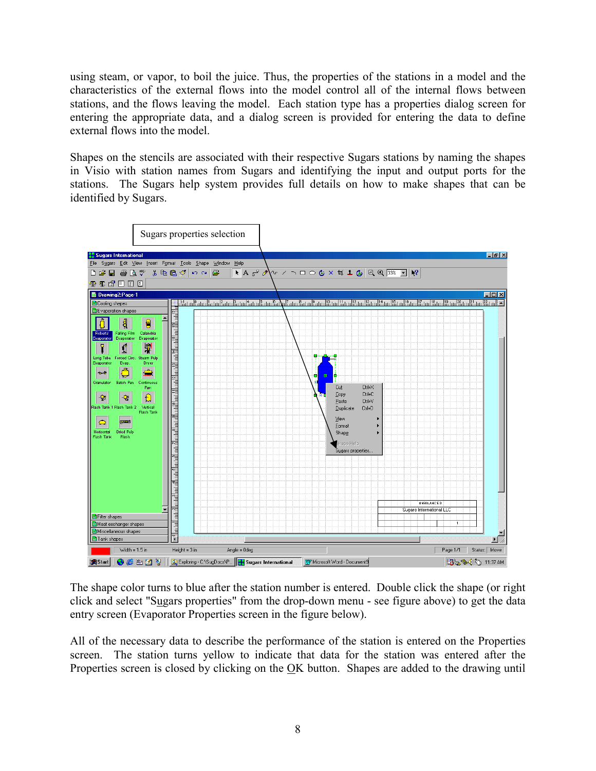using steam, or vapor, to boil the juice. Thus, the properties of the stations in a model and the characteristics of the external flows into the model control all of the internal flows between stations, and the flows leaving the model. Each station type has a properties dialog screen for entering the appropriate data, and a dialog screen is provided for entering the data to define external flows into the model.

Shapes on the stencils are associated with their respective Sugars stations by naming the shapes in Visio with station names from Sugars and identifying the input and output ports for the stations. The Sugars help system provides full details on how to make shapes that can be identified by Sugars.

Sugars properties selection

The shape color turns to blue after the station number is entered. Double click the shape (or right click and select "Sugars properties" from the drop-down menu - see figure above) to get the data entry screen (Evaporator Properties screen in the figure below).

All of the necessary data to describe the performance of the station is entered on the Properties screen. The station turns yellow to indicate that data for the station was entered after the Properties screen is closed by clicking on the OK button. Shapes are added to the drawing until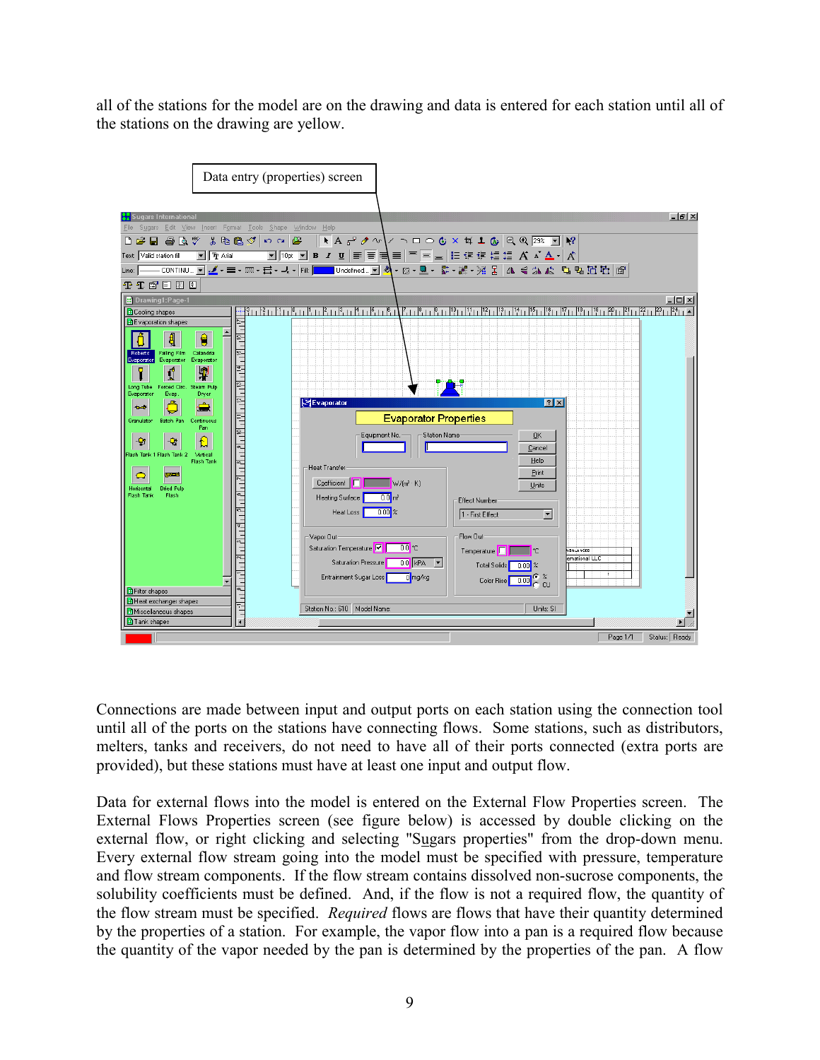all of the stations for the model are on the drawing and data is entered for each station until all of the stations on the drawing are yellow.

Data entry (properties) screen

Connections are made between input and output ports on each station using the connection tool until all of the ports on the stations have connecting flows. Some stations, such as distributors, melters, tanks and receivers, do not need to have all of their ports connected (extra ports are provided), but these stations must have at least one input and output flow.

Data for external flows into the model is entered on the External Flow Properties screen. The External Flows Properties screen (see figure below) is accessed by double clicking on the external flow, or right clicking and selecting "Sugars properties" from the drop-down menu. Every external flow stream going into the model must be specified with pressure, temperature and flow stream components. If the flow stream contains dissolved non-sucrose components, the solubility coefficients must be defined. And, if the flow is not a required flow, the quantity of the flow stream must be specified. *Required* flows are flows that have their quantity determined by the properties of a station. For example, the vapor flow into a pan is a required flow because the quantity of the vapor needed by the pan is determined by the properties of the pan. A flow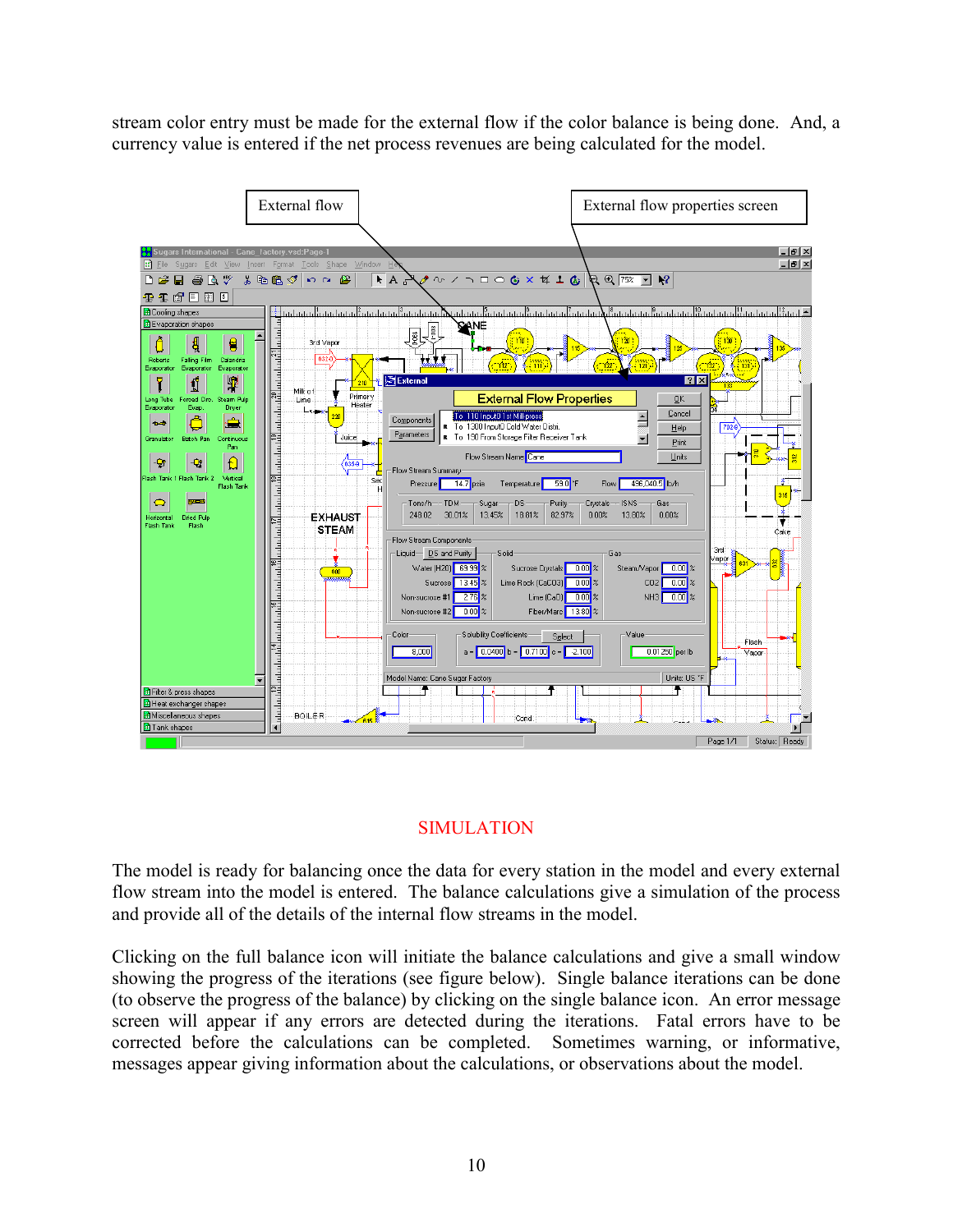stream color entry must be made for the external flow if the color balance is being done. And, a currency value is entered if the net process revenues are being calculated for the model.

External flow

External flow properties screen

## SIMULATION

The model is ready for balancing once the data for every station in the model and every external flow stream into the model is entered. The balance calculations give a simulation of the process and provide all of the details of the internal flow streams in the model.

Clicking on the full balance icon will initiate the balance calculations and give a small window showing the progress of the iterations (see figure below). Single balance iterations can be done (to observe the progress of the balance) by clicking on the single balance icon. An error message screen will appear if any errors are detected during the iterations. Fatal errors have to be corrected before the calculations can be completed. Sometimes warning, or informative, messages appear giving information about the calculations, or observations about the model.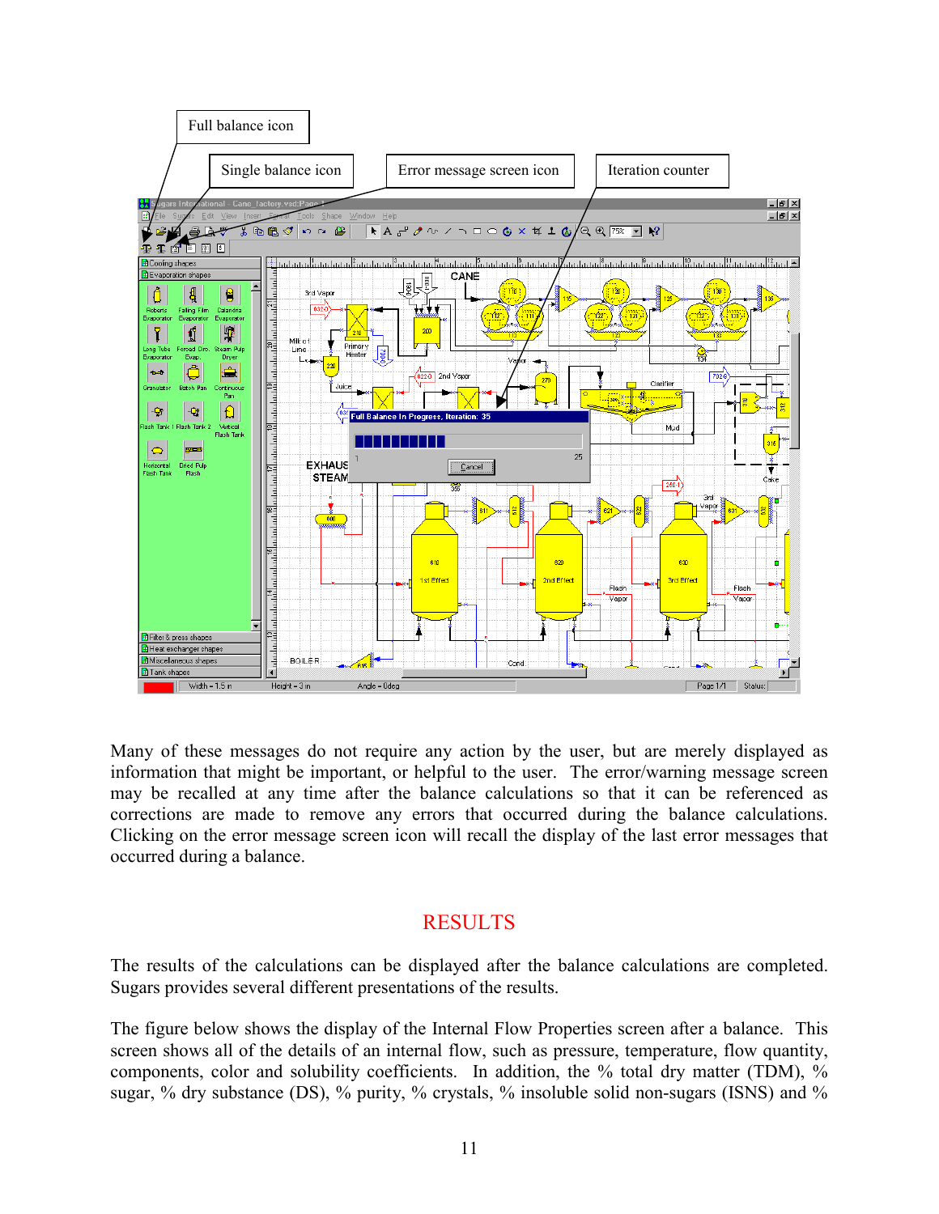Many of these messages do not require any action by the user, but are merely displayed as information that might be important, or helpful to the user. The error/warning message screen may be recalled at any time after the balance calculations so that it can be referenced as corrections are made to remove any errors that occurred during the balance calculations. Clicking on the error message screen icon will recall the display of the last error messages that occurred during a balance.

## RESULTS

The results of the calculations can be displayed after the balance calculations are completed. Sugars provides several different presentations of the results.

The figure below shows the display of the Internal Flow Properties screen after a balance. This screen shows all of the details of an internal flow, such as pressure, temperature, flow quantity, components, color and solubility coefficients. In addition, the % total dry matter (TDM), % sugar, % dry substance (DS), % purity, % crystals, % insoluble solid non-sugars (ISNS) and %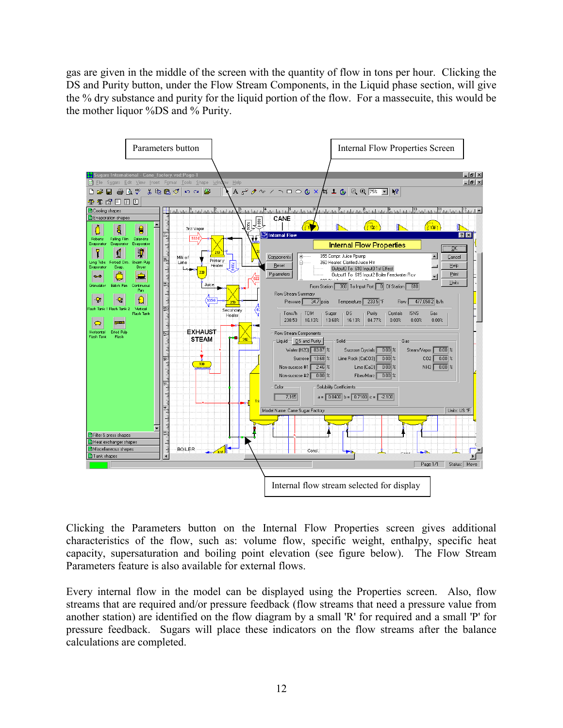gas are given in the middle of the screen with the quantity of flow in tons per hour. Clicking the DS and Purity button, under the Flow Stream Components, in the Liquid phase section, will give the % dry substance and purity for the liquid portion of the flow. For a massecuite, this would be the mother liquor %DS and % Purity.

Parameters button

Internal Flow Properties Screen

Internal flow stream selected for display

Clicking the Parameters button on the Internal Flow Properties screen gives additional characteristics of the flow, such as: volume flow, specific weight, enthalpy, specific heat capacity, supersaturation and boiling point elevation (see figure below). The Flow Stream Parameters feature is also available for external flows.

Every internal flow in the model can be displayed using the Properties screen. Also, flow streams that are required and/or pressure feedback (flow streams that need a pressure value from another station) are identified on the flow diagram by a small 'R' for required and a small 'P' for pressure feedback. Sugars will place these indicators on the flow streams after the balance calculations are completed.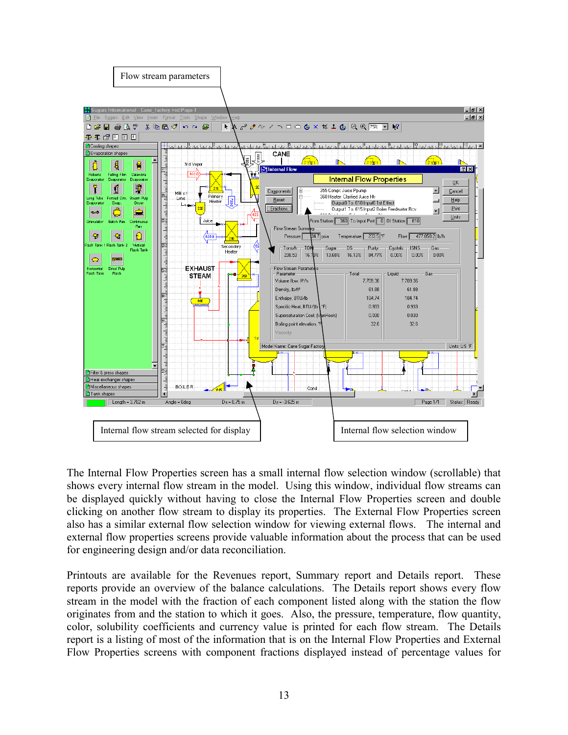Flow stream parameters

Internal flow stream selected for display

Internal flow selection window

The Internal Flow Properties screen has a small internal flow selection window (scrollable) that shows every internal flow stream in the model. Using this window, individual flow streams can be displayed quickly without having to close the Internal Flow Properties screen and double clicking on another flow stream to display its properties. The External Flow Properties screen also has a similar external flow selection window for viewing external flows. The internal and external flow properties screens provide valuable information about the process that can be used for engineering design and/or data reconciliation.

Printouts are available for the Revenues report, Summary report and Details report. These reports provide an overview of the balance calculations. The Details report shows every flow stream in the model with the fraction of each component listed along with the station the flow originates from and the station to which it goes. Also, the pressure, temperature, flow quantity, color, solubility coefficients and currency value is printed for each flow stream. The Details report is a listing of most of the information that is on the Internal Flow Properties and External Flow Properties screens with component fractions displayed instead of percentage values for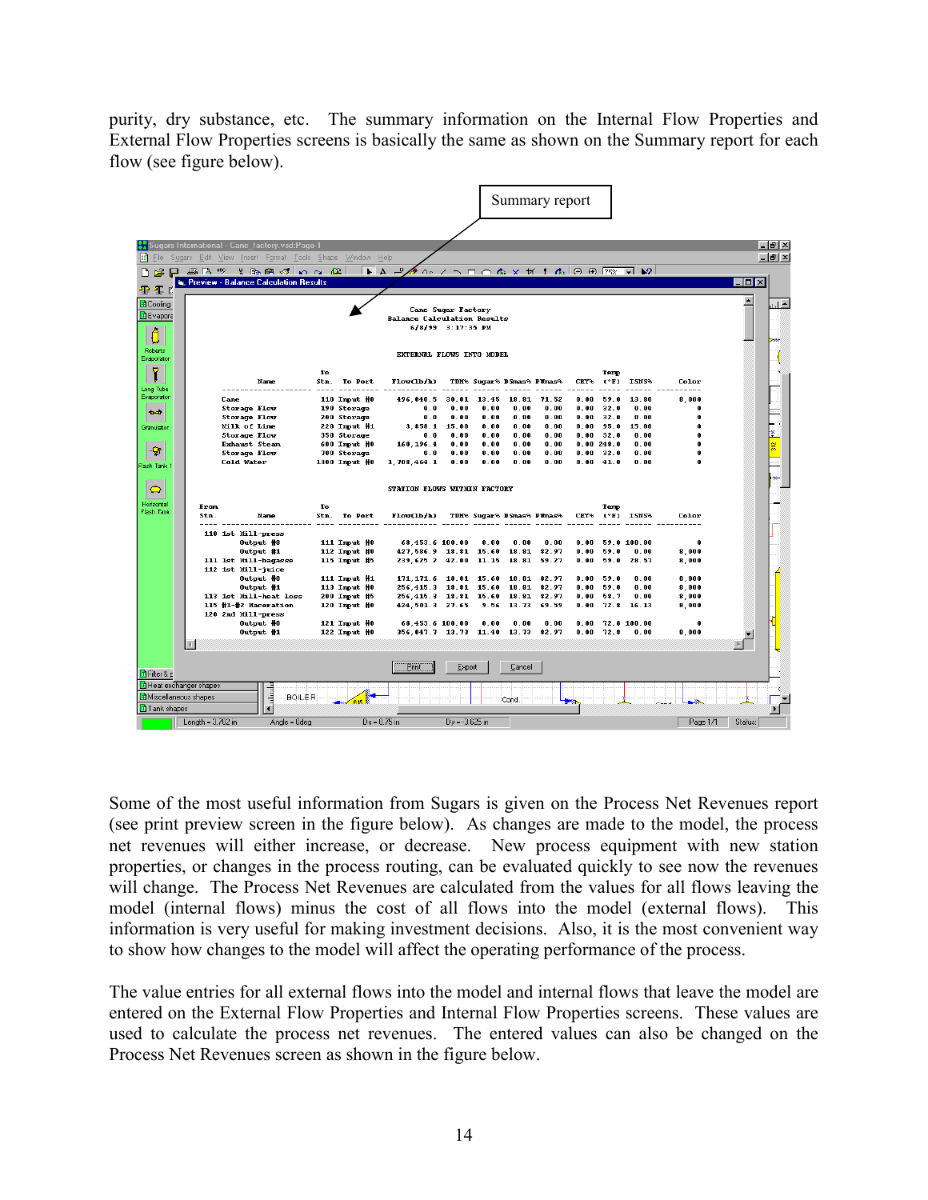purity, dry substance, etc. The summary information on the Internal Flow Properties and External Flow Properties screens is basically the same as shown on the Summary report for each flow (see figure below).

Summary report

Some of the most useful information from Sugars is given on the Process Net Revenues report (see print preview screen in the figure below). As changes are made to the model, the process net revenues will either increase, or decrease. New process equipment with new station properties, or changes in the process routing, can be evaluated quickly to see now the revenues will change. The Process Net Revenues are calculated from the values for all flows leaving the model (internal flows) minus the cost of all flows into the model (external flows). This information is very useful for making investment decisions. Also, it is the most convenient way to show how changes to the model will affect the operating performance of the process.

The value entries for all external flows into the model and internal flows that leave the model are entered on the External Flow Properties and Internal Flow Properties screens. These values are used to calculate the process net revenues. The entered values can also be changed on the Process Net Revenues screen as shown in the figure below.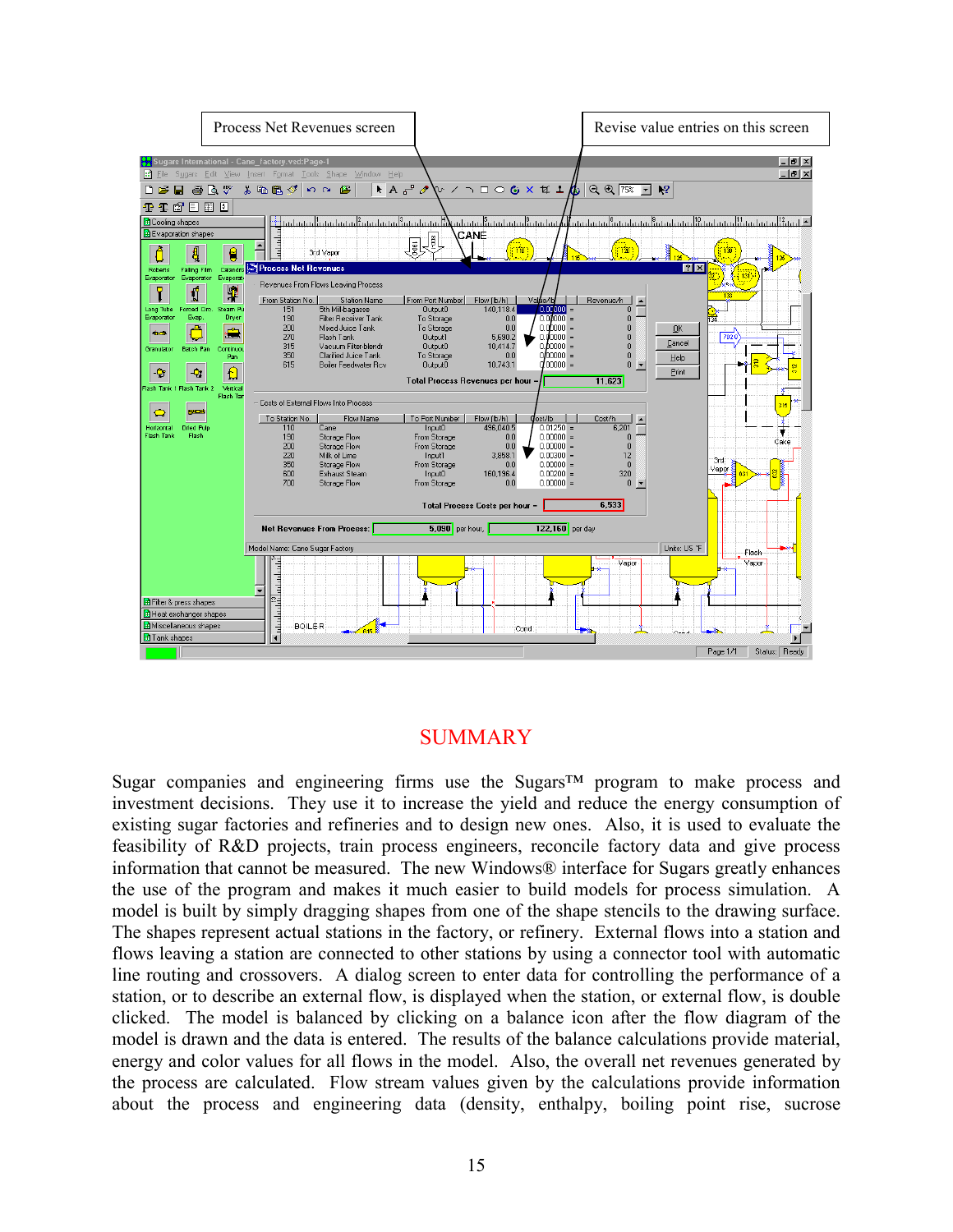Process Net Revenues screen

Revise value entries on this screen

## SUMMARY

Sugar companies and engineering firms use the Sugars™ program to make process and investment decisions. They use it to increase the yield and reduce the energy consumption of existing sugar factories and refineries and to design new ones. Also, it is used to evaluate the feasibility of R&D projects, train process engineers, reconcile factory data and give process information that cannot be measured. The new Windows® interface for Sugars greatly enhances the use of the program and makes it much easier to build models for process simulation. A model is built by simply dragging shapes from one of the shape stencils to the drawing surface. The shapes represent actual stations in the factory, or refinery. External flows into a station and flows leaving a station are connected to other stations by using a connector tool with automatic line routing and crossovers. A dialog screen to enter data for controlling the performance of a station, or to describe an external flow, is displayed when the station, or external flow, is double clicked. The model is balanced by clicking on a balance icon after the flow diagram of the model is drawn and the data is entered. The results of the balance calculations provide material, energy and color values for all flows in the model. Also, the overall net revenues generated by the process are calculated. Flow stream values given by the calculations provide information about the process and engineering data (density, enthalpy, boiling point rise, sucrose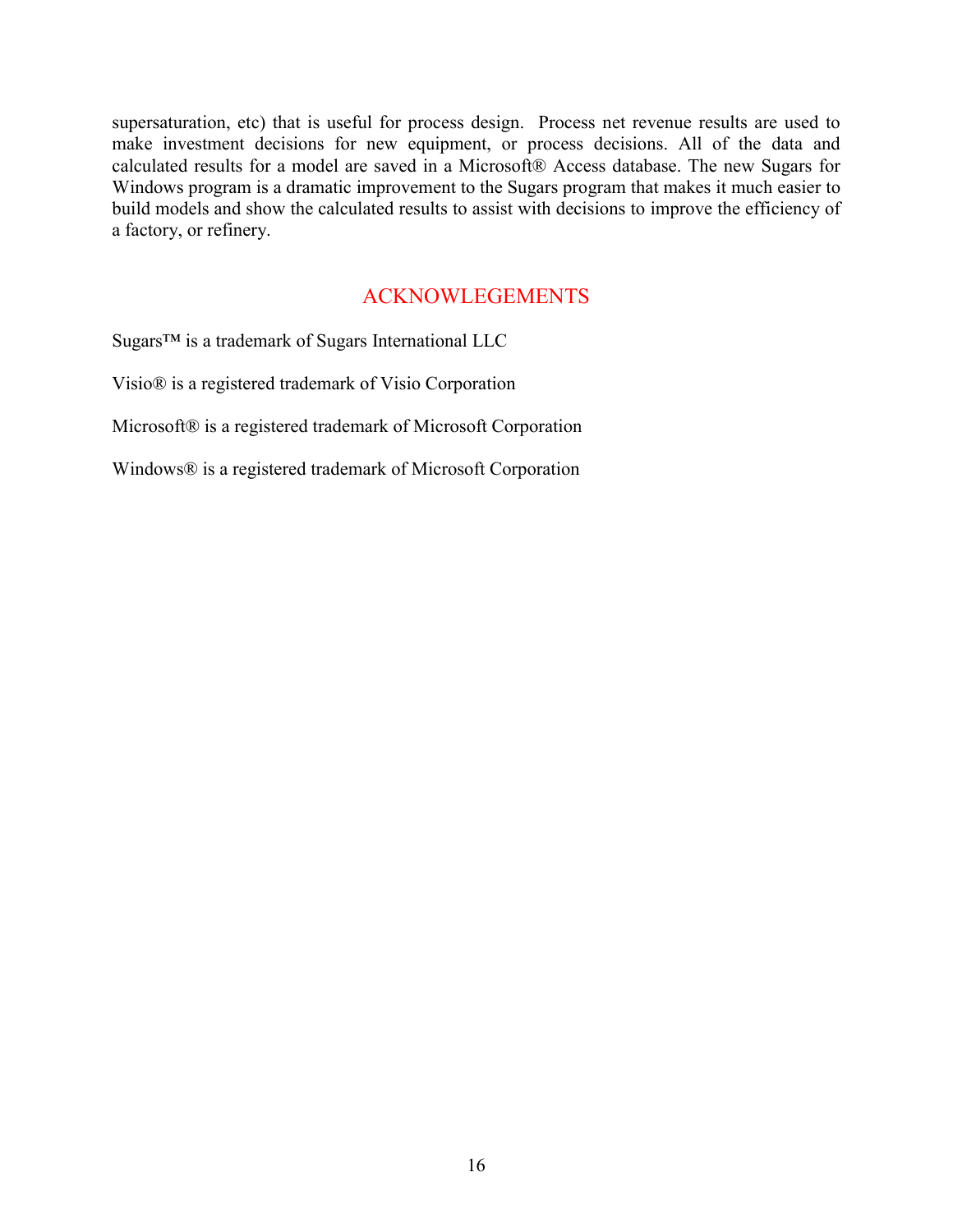supersaturation, etc) that is useful for process design. Process net revenue results are used to make investment decisions for new equipment, or process decisions. All of the data and calculated results for a model are saved in a Microsoft® Access database. The new Sugars for Windows program is a dramatic improvement to the Sugars program that makes it much easier to build models and show the calculated results to assist with decisions to improve the efficiency of a factory, or refinery.

## ACKNOWLEGEMENTS

Sugars™ is a trademark of Sugars International LLC

Visio® is a registered trademark of Visio Corporation

Microsoft® is a registered trademark of Microsoft Corporation

Windows® is a registered trademark of Microsoft Corporation